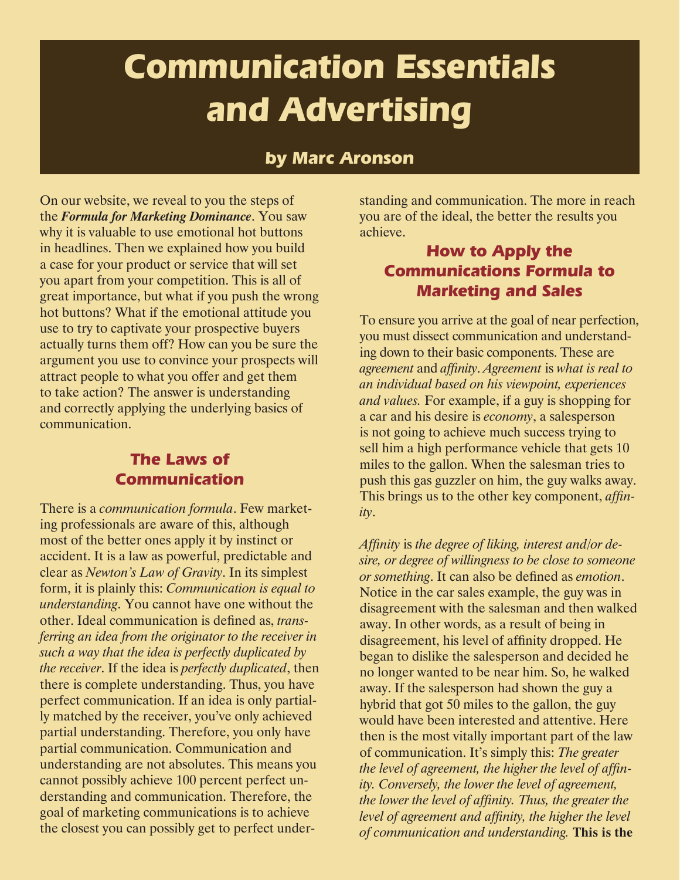# Communication Essentials and Advertising

**by Marc Aronson**

On our website, we reveal to you the steps of the ***Formula for Marketing Dominance***. You saw why it is valuable to use emotional hot buttons in headlines. Then we explained how you build a case for your product or service that will set you apart from your competition. This is all of great importance, but what if you push the wrong hot buttons? What if the emotional attitude you use to try to captivate your prospective buyers actually turns them off? How can you be sure the argument you use to convince your prospects will attract people to what you offer and get them to take action? The answer is understanding and correctly applying the underlying basics of communication.

## The Laws of Communication

There is a *communication formula*. Few marketing professionals are aware of this, although most of the better ones apply it by instinct or accident. It is a law as powerful, predictable and clear as *Newton's Law of Gravity*. In its simplest form, it is plainly this: *Communication is equal to understanding*. You cannot have one without the other. Ideal communication is defined as, *transferring an idea from the originator to the receiver in such a way that the idea is perfectly duplicated by the receiver*. If the idea is *perfectly duplicated*, then there is complete understanding. Thus, you have perfect communication. If an idea is only partially matched by the receiver, you've only achieved partial understanding. Therefore, you only have partial communication. Communication and understanding are not absolutes. This means you cannot possibly achieve 100 percent perfect understanding and communication. Therefore, the goal of marketing communications is to achieve the closest you can possibly get to perfect understanding and communication. The more in reach you are of the ideal, the better the results you achieve.

## How to Apply the Communications Formula to Marketing and Sales

To ensure you arrive at the goal of near perfection, you must dissect communication and understanding down to their basic components. These are *agreement* and *affinity*. *Agreement* is *what is real to an individual based on his viewpoint, experiences and values.* For example, if a guy is shopping for a car and his desire is *economy*, a salesperson is not going to achieve much success trying to sell him a high performance vehicle that gets 10 miles to the gallon. When the salesman tries to push this gas guzzler on him, the guy walks away. This brings us to the other key component, *affinity*.

*Affinity* is *the degree of liking, interest and/or desire, or degree of willingness to be close to someone or something*. It can also be defined as *emotion*. Notice in the car sales example, the guy was in disagreement with the salesman and then walked away. In other words, as a result of being in disagreement, his level of affinity dropped. He began to dislike the salesperson and decided he no longer wanted to be near him. So, he walked away. If the salesperson had shown the guy a hybrid that got 50 miles to the gallon, the guy would have been interested and attentive. Here then is the most vitally important part of the law of communication. It's simply this: *The greater the level of agreement, the higher the level of affinity. Conversely, the lower the level of agreement, the lower the level of affinity. Thus, the greater the level of agreement and affinity, the higher the level of communication and understanding.* **This is the**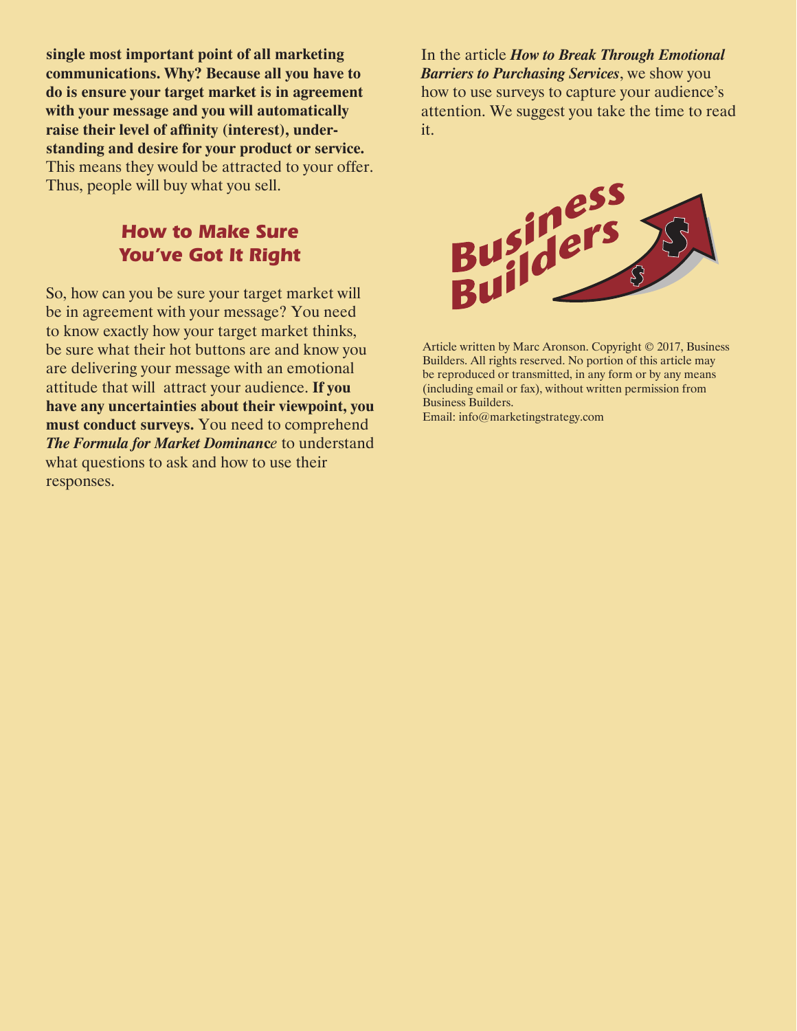**single most important point of all marketing communications. Why? Because all you have to do is ensure your target market is in agreement with your message and you will automatically raise their level of affinity (interest), understanding and desire for your product or service.** This means they would be attracted to your offer. Thus, people will buy what you sell.

## How to Make Sure You've Got It Right

So, how can you be sure your target market will be in agreement with your message? You need to know exactly how your target market thinks, be sure what their hot buttons are and know you are delivering your message with an emotional attitude that will attract your audience. **If you have any uncertainties about their viewpoint, you must conduct surveys.** You need to comprehend ***The Formula for Market Dominance*** to understand what questions to ask and how to use their responses.

In the article ***How to Break Through Emotional Barriers to Purchasing Services***, we show you how to use surveys to capture your audience's attention. We suggest you take the time to read it.

Business Builders

Article written by Marc Aronson. Copyright © 2017, Business Builders. All rights reserved. No portion of this article may be reproduced or transmitted, in any form or by any means (including email or fax), without written permission from Business Builders.
Email: info@marketingstrategy.com